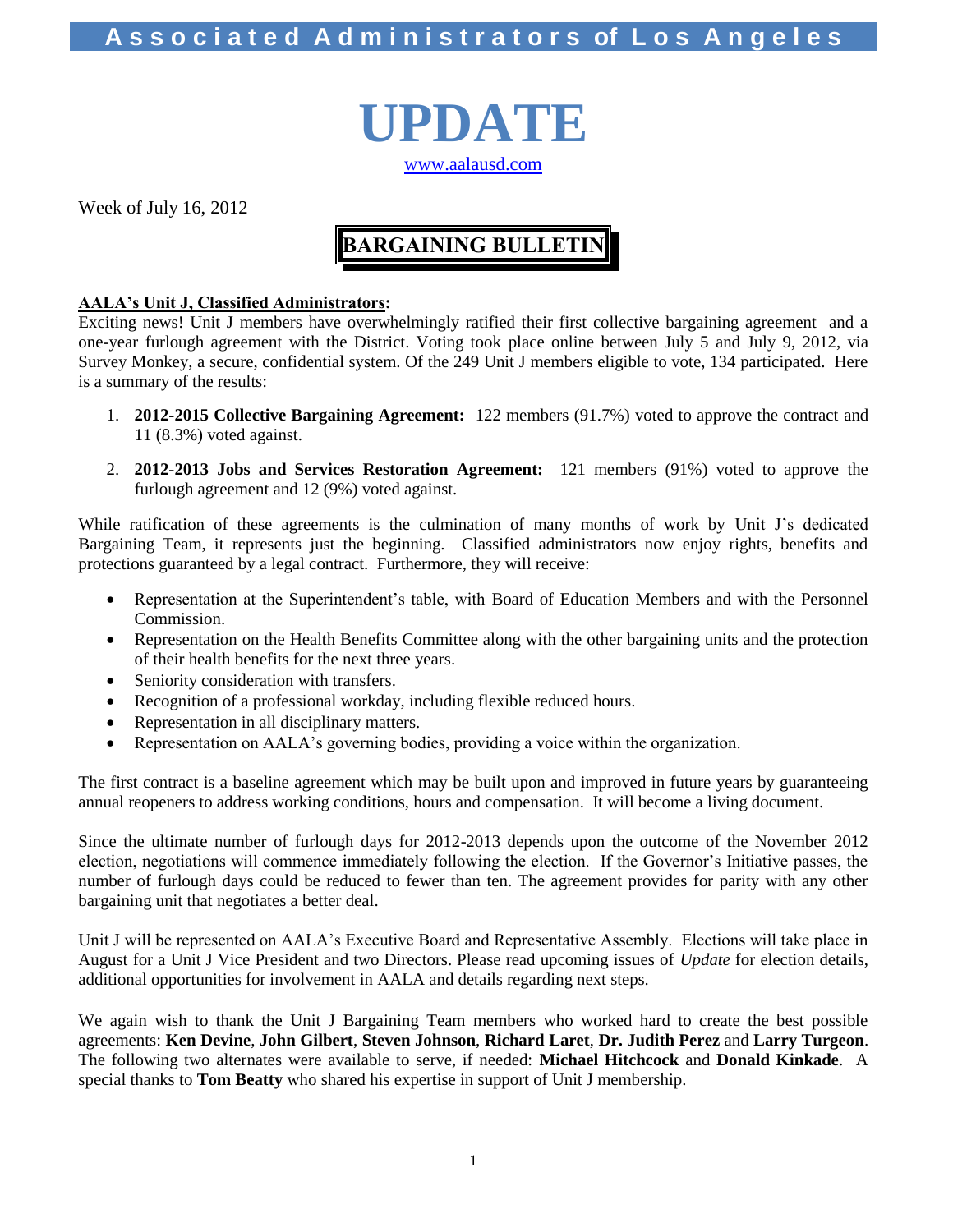# Associated Administrators of Los Angeles

# UPDATE

www.aalausd.com

Week of July 16, 2012

## BARGAINING BULLETIN

**AALA's Unit J, Classified Administrators:**

Exciting news! Unit J members have overwhelmingly ratified their first collective bargaining agreement and a one-year furlough agreement with the District. Voting took place online between July 5 and July 9, 2012, via Survey Monkey, a secure, confidential system. Of the 249 Unit J members eligible to vote, 134 participated. Here is a summary of the results:

1. **2012-2015 Collective Bargaining Agreement:** 122 members (91.7%) voted to approve the contract and 11 (8.3%) voted against.
2. **2012-2013 Jobs and Services Restoration Agreement:** 121 members (91%) voted to approve the furlough agreement and 12 (9%) voted against.

While ratification of these agreements is the culmination of many months of work by Unit J's dedicated Bargaining Team, it represents just the beginning. Classified administrators now enjoy rights, benefits and protections guaranteed by a legal contract. Furthermore, they will receive:

- Representation at the Superintendent's table, with Board of Education Members and with the Personnel Commission.
- Representation on the Health Benefits Committee along with the other bargaining units and the protection of their health benefits for the next three years.
- Seniority consideration with transfers.
- Recognition of a professional workday, including flexible reduced hours.
- Representation in all disciplinary matters.
- Representation on AALA's governing bodies, providing a voice within the organization.

The first contract is a baseline agreement which may be built upon and improved in future years by guaranteeing annual reopeners to address working conditions, hours and compensation. It will become a living document.

Since the ultimate number of furlough days for 2012-2013 depends upon the outcome of the November 2012 election, negotiations will commence immediately following the election. If the Governor's Initiative passes, the number of furlough days could be reduced to fewer than ten. The agreement provides for parity with any other bargaining unit that negotiates a better deal.

Unit J will be represented on AALA's Executive Board and Representative Assembly. Elections will take place in August for a Unit J Vice President and two Directors. Please read upcoming issues of *Update* for election details, additional opportunities for involvement in AALA and details regarding next steps.

We again wish to thank the Unit J Bargaining Team members who worked hard to create the best possible agreements: **Ken Devine**, **John Gilbert**, **Steven Johnson**, **Richard Laret**, **Dr. Judith Perez** and **Larry Turgeon**. The following two alternates were available to serve, if needed: **Michael Hitchcock** and **Donald Kinkade**. A special thanks to **Tom Beatty** who shared his expertise in support of Unit J membership.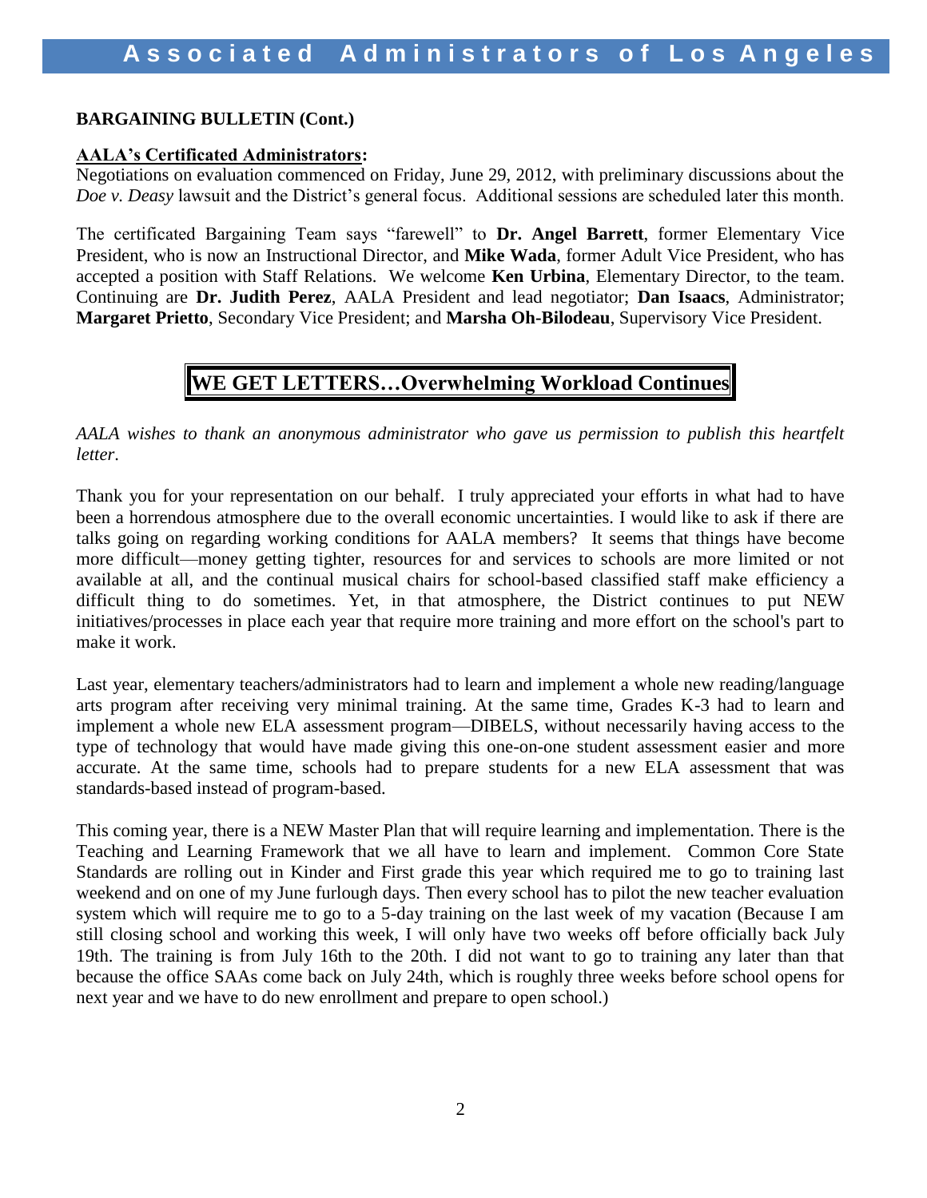**BARGAINING BULLETIN (Cont.)**

**AALA's Certificated Administrators:**
Negotiations on evaluation commenced on Friday, June 29, 2012, with preliminary discussions about the *Doe v. Deasy* lawsuit and the District's general focus. Additional sessions are scheduled later this month.

The certificated Bargaining Team says "farewell" to **Dr. Angel Barrett**, former Elementary Vice President, who is now an Instructional Director, and **Mike Wada**, former Adult Vice President, who has accepted a position with Staff Relations. We welcome **Ken Urbina**, Elementary Director, to the team. Continuing are **Dr. Judith Perez**, AALA President and lead negotiator; **Dan Isaacs**, Administrator; **Margaret Prietto**, Secondary Vice President; and **Marsha Oh-Bilodeau**, Supervisory Vice President.

## WE GET LETTERS…Overwhelming Workload Continues

*AALA wishes to thank an anonymous administrator who gave us permission to publish this heartfelt letter.*

Thank you for your representation on our behalf. I truly appreciated your efforts in what had to have been a horrendous atmosphere due to the overall economic uncertainties. I would like to ask if there are talks going on regarding working conditions for AALA members? It seems that things have become more difficult—money getting tighter, resources for and services to schools are more limited or not available at all, and the continual musical chairs for school-based classified staff make efficiency a difficult thing to do sometimes. Yet, in that atmosphere, the District continues to put NEW initiatives/processes in place each year that require more training and more effort on the school's part to make it work.

Last year, elementary teachers/administrators had to learn and implement a whole new reading/language arts program after receiving very minimal training. At the same time, Grades K-3 had to learn and implement a whole new ELA assessment program—DIBELS, without necessarily having access to the type of technology that would have made giving this one-on-one student assessment easier and more accurate. At the same time, schools had to prepare students for a new ELA assessment that was standards-based instead of program-based.

This coming year, there is a NEW Master Plan that will require learning and implementation. There is the Teaching and Learning Framework that we all have to learn and implement. Common Core State Standards are rolling out in Kinder and First grade this year which required me to go to training last weekend and on one of my June furlough days. Then every school has to pilot the new teacher evaluation system which will require me to go to a 5-day training on the last week of my vacation (Because I am still closing school and working this week, I will only have two weeks off before officially back July 19th. The training is from July 16th to the 20th. I did not want to go to training any later than that because the office SAAs come back on July 24th, which is roughly three weeks before school opens for next year and we have to do new enrollment and prepare to open school.)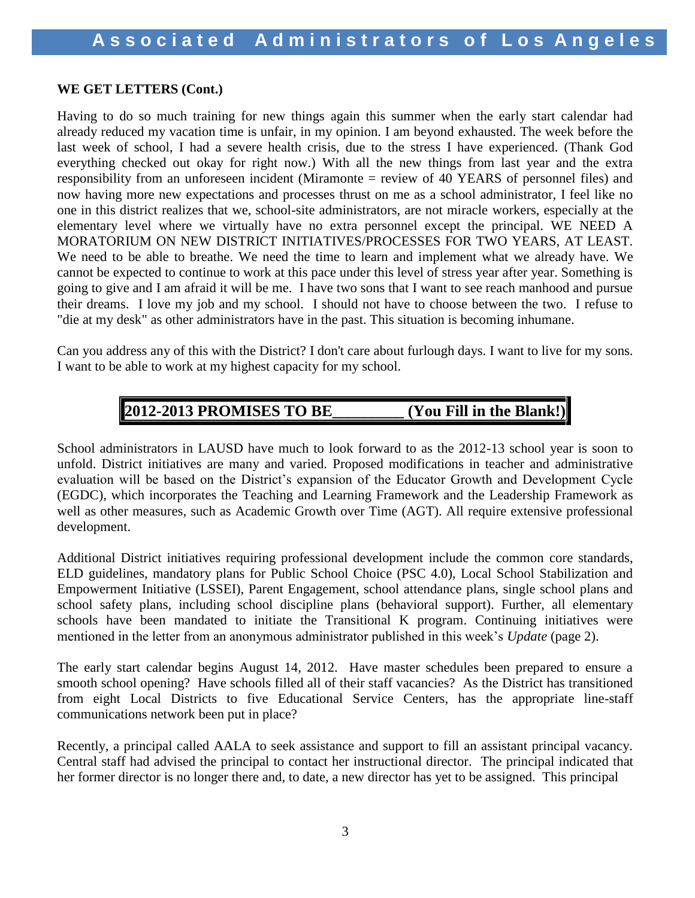**WE GET LETTERS (Cont.)**

Having to do so much training for new things again this summer when the early start calendar had already reduced my vacation time is unfair, in my opinion. I am beyond exhausted. The week before the last week of school, I had a severe health crisis, due to the stress I have experienced. (Thank God everything checked out okay for right now.) With all the new things from last year and the extra responsibility from an unforeseen incident (Miramonte = review of 40 YEARS of personnel files) and now having more new expectations and processes thrust on me as a school administrator, I feel like no one in this district realizes that we, school-site administrators, are not miracle workers, especially at the elementary level where we virtually have no extra personnel except the principal. WE NEED A MORATORIUM ON NEW DISTRICT INITIATIVES/PROCESSES FOR TWO YEARS, AT LEAST. We need to be able to breathe. We need the time to learn and implement what we already have. We cannot be expected to continue to work at this pace under this level of stress year after year. Something is going to give and I am afraid it will be me. I have two sons that I want to see reach manhood and pursue their dreams. I love my job and my school. I should not have to choose between the two. I refuse to "die at my desk" as other administrators have in the past. This situation is becoming inhumane.

Can you address any of this with the District? I don't care about furlough days. I want to live for my sons. I want to be able to work at my highest capacity for my school.

## 2012-2013 PROMISES TO BE________ (You Fill in the Blank!)

School administrators in LAUSD have much to look forward to as the 2012-13 school year is soon to unfold. District initiatives are many and varied. Proposed modifications in teacher and administrative evaluation will be based on the District's expansion of the Educator Growth and Development Cycle (EGDC), which incorporates the Teaching and Learning Framework and the Leadership Framework as well as other measures, such as Academic Growth over Time (AGT). All require extensive professional development.

Additional District initiatives requiring professional development include the common core standards, ELD guidelines, mandatory plans for Public School Choice (PSC 4.0), Local School Stabilization and Empowerment Initiative (LSSEI), Parent Engagement, school attendance plans, single school plans and school safety plans, including school discipline plans (behavioral support). Further, all elementary schools have been mandated to initiate the Transitional K program. Continuing initiatives were mentioned in the letter from an anonymous administrator published in this week's *Update* (page 2).

The early start calendar begins August 14, 2012. Have master schedules been prepared to ensure a smooth school opening? Have schools filled all of their staff vacancies? As the District has transitioned from eight Local Districts to five Educational Service Centers, has the appropriate line-staff communications network been put in place?

Recently, a principal called AALA to seek assistance and support to fill an assistant principal vacancy. Central staff had advised the principal to contact her instructional director. The principal indicated that her former director is no longer there and, to date, a new director has yet to be assigned. This principal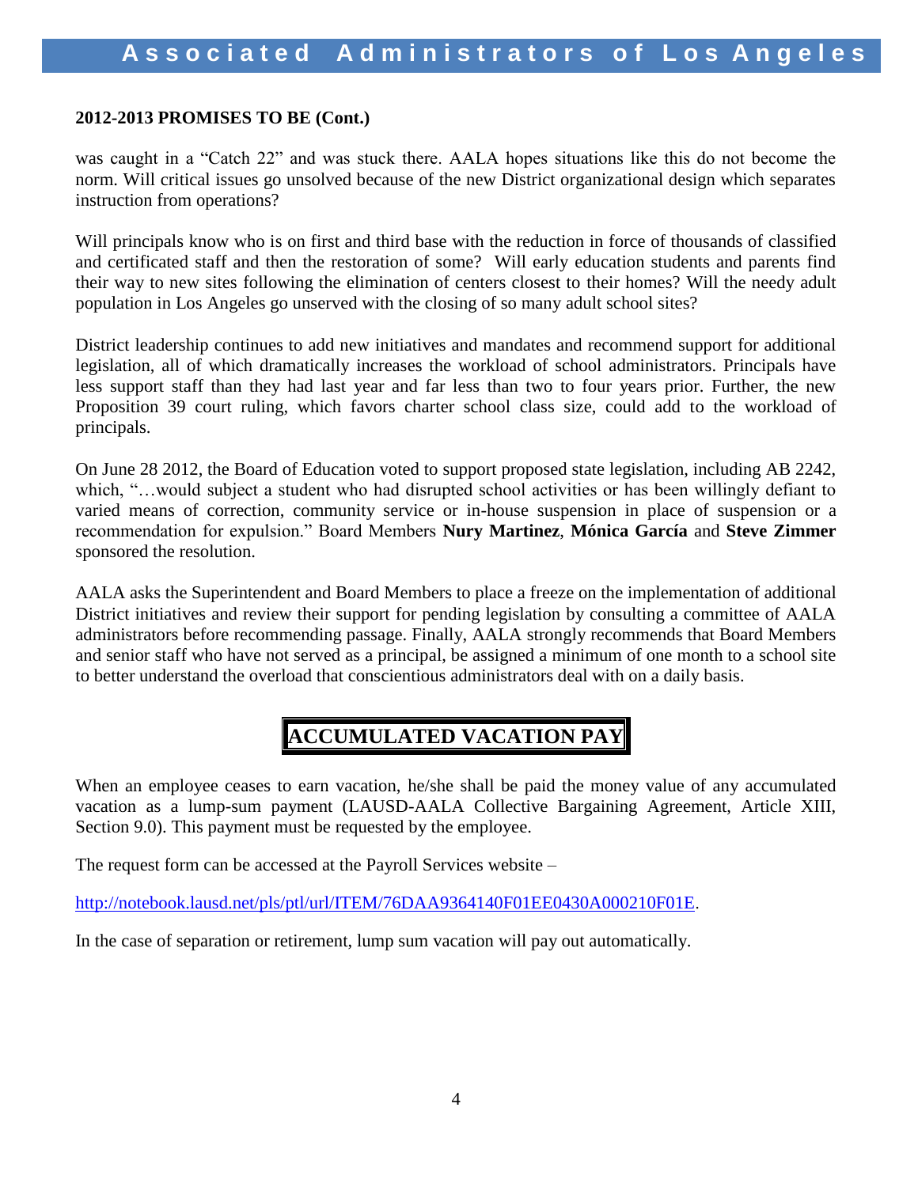**2012-2013 PROMISES TO BE (Cont.)**

was caught in a "Catch 22" and was stuck there. AALA hopes situations like this do not become the norm. Will critical issues go unsolved because of the new District organizational design which separates instruction from operations?

Will principals know who is on first and third base with the reduction in force of thousands of classified and certificated staff and then the restoration of some? Will early education students and parents find their way to new sites following the elimination of centers closest to their homes? Will the needy adult population in Los Angeles go unserved with the closing of so many adult school sites?

District leadership continues to add new initiatives and mandates and recommend support for additional legislation, all of which dramatically increases the workload of school administrators. Principals have less support staff than they had last year and far less than two to four years prior. Further, the new Proposition 39 court ruling, which favors charter school class size, could add to the workload of principals.

On June 28 2012, the Board of Education voted to support proposed state legislation, including AB 2242, which, "…would subject a student who had disrupted school activities or has been willingly defiant to varied means of correction, community service or in-house suspension in place of suspension or a recommendation for expulsion." Board Members **Nury Martinez**, **Mónica García** and **Steve Zimmer** sponsored the resolution.

AALA asks the Superintendent and Board Members to place a freeze on the implementation of additional District initiatives and review their support for pending legislation by consulting a committee of AALA administrators before recommending passage. Finally, AALA strongly recommends that Board Members and senior staff who have not served as a principal, be assigned a minimum of one month to a school site to better understand the overload that conscientious administrators deal with on a daily basis.

## ACCUMULATED VACATION PAY

When an employee ceases to earn vacation, he/she shall be paid the money value of any accumulated vacation as a lump-sum payment (LAUSD-AALA Collective Bargaining Agreement, Article XIII, Section 9.0). This payment must be requested by the employee.

The request form can be accessed at the Payroll Services website –

http://notebook.lausd.net/pls/ptl/url/ITEM/76DAA9364140F01EE0430A000210F01E.

In the case of separation or retirement, lump sum vacation will pay out automatically.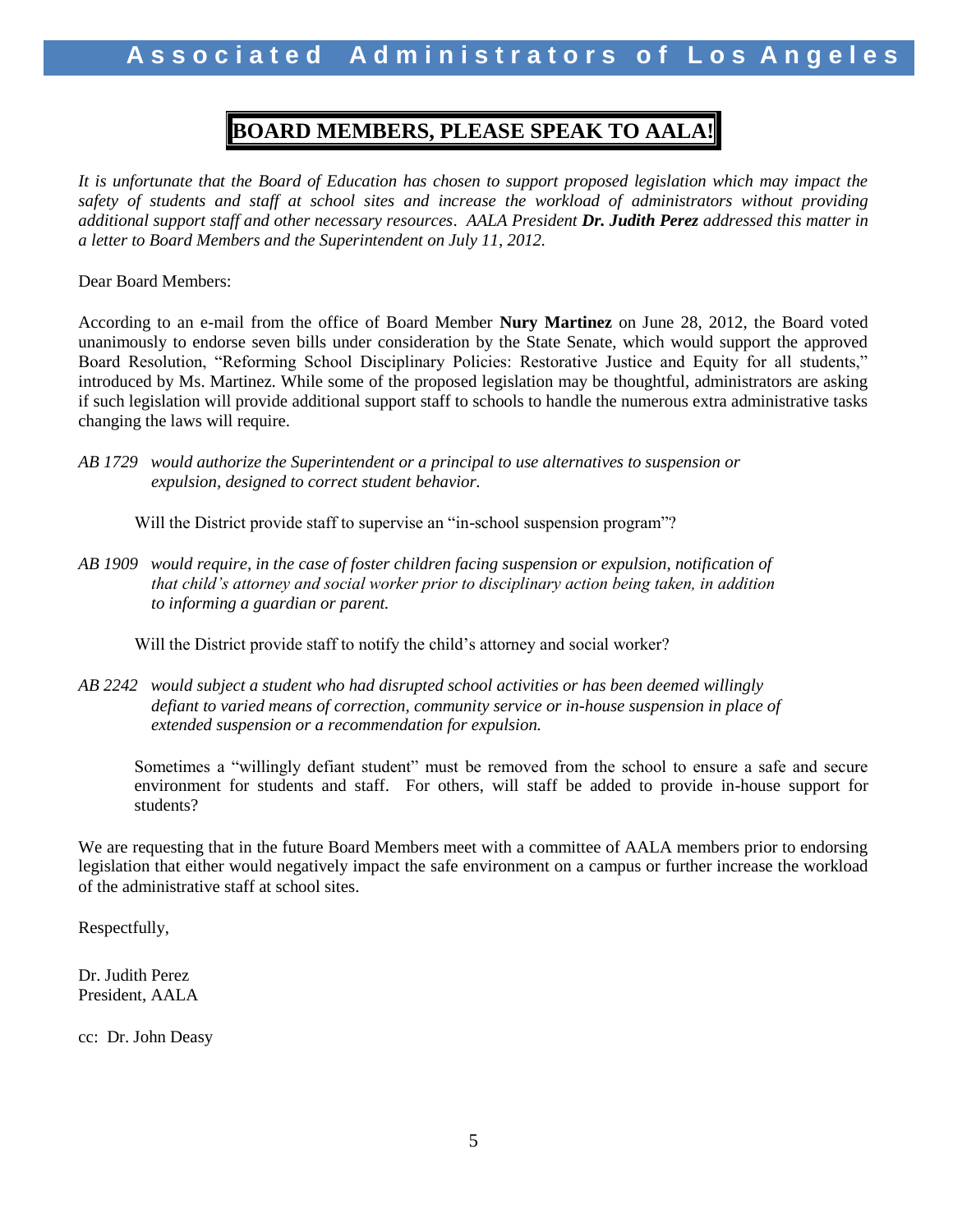# BOARD MEMBERS, PLEASE SPEAK TO AALA!

*It is unfortunate that the Board of Education has chosen to support proposed legislation which may impact the safety of students and staff at school sites and increase the workload of administrators without providing additional support staff and other necessary resources. AALA President **Dr. Judith Perez** addressed this matter in a letter to Board Members and the Superintendent on July 11, 2012.*

Dear Board Members:

According to an e-mail from the office of Board Member **Nury Martinez** on June 28, 2012, the Board voted unanimously to endorse seven bills under consideration by the State Senate, which would support the approved Board Resolution, "Reforming School Disciplinary Policies: Restorative Justice and Equity for all students," introduced by Ms. Martinez. While some of the proposed legislation may be thoughtful, administrators are asking if such legislation will provide additional support staff to schools to handle the numerous extra administrative tasks changing the laws will require.

*AB 1729 would authorize the Superintendent or a principal to use alternatives to suspension or expulsion, designed to correct student behavior.*

Will the District provide staff to supervise an "in-school suspension program"?

*AB 1909 would require, in the case of foster children facing suspension or expulsion, notification of that child's attorney and social worker prior to disciplinary action being taken, in addition to informing a guardian or parent.*

Will the District provide staff to notify the child's attorney and social worker?

*AB 2242 would subject a student who had disrupted school activities or has been deemed willingly defiant to varied means of correction, community service or in-house suspension in place of extended suspension or a recommendation for expulsion.*

Sometimes a "willingly defiant student" must be removed from the school to ensure a safe and secure environment for students and staff. For others, will staff be added to provide in-house support for students?

We are requesting that in the future Board Members meet with a committee of AALA members prior to endorsing legislation that either would negatively impact the safe environment on a campus or further increase the workload of the administrative staff at school sites.

Respectfully,

Dr. Judith Perez
President, AALA

cc: Dr. John Deasy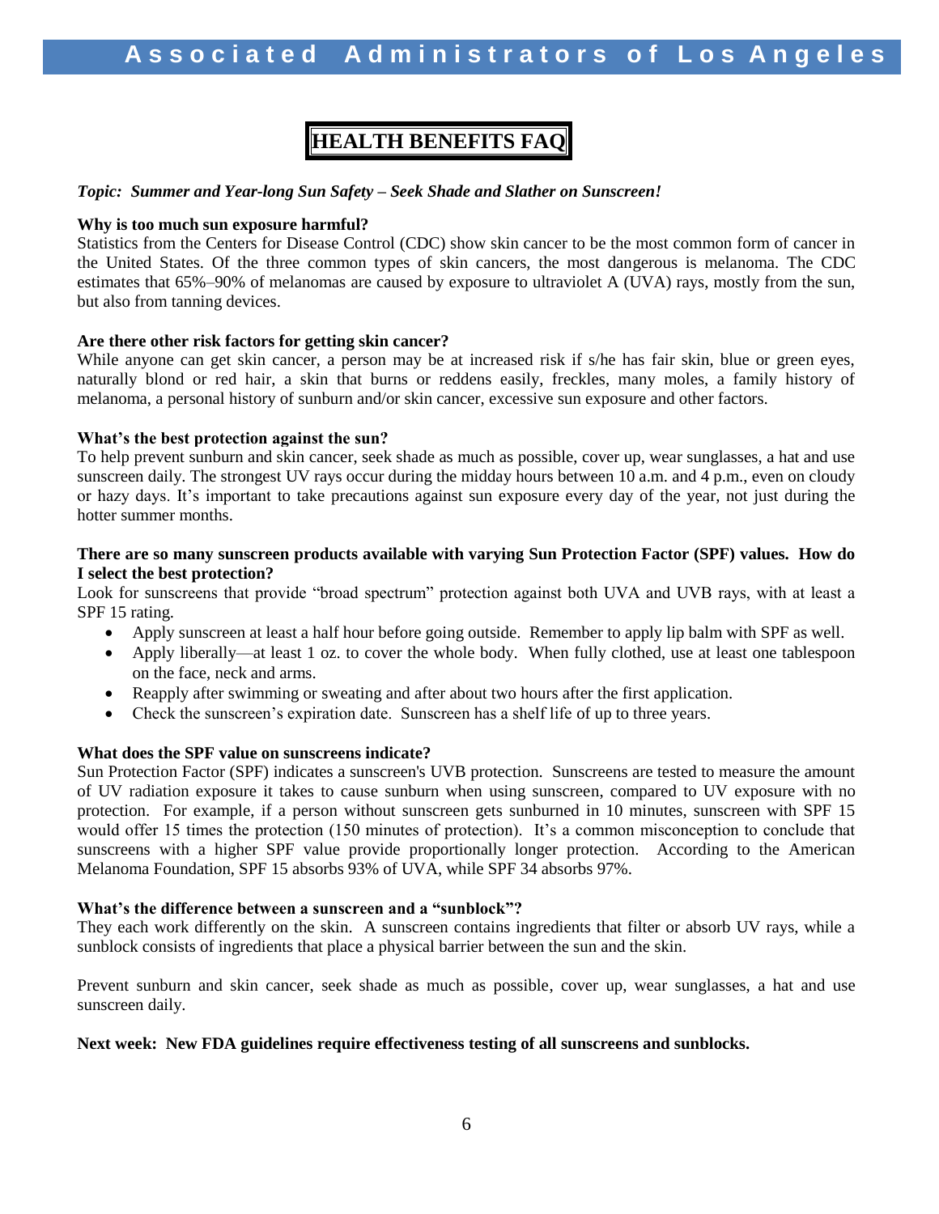# HEALTH BENEFITS FAQ

***Topic: Summer and Year-long Sun Safety – Seek Shade and Slather on Sunscreen!***

**Why is too much sun exposure harmful?**

Statistics from the Centers for Disease Control (CDC) show skin cancer to be the most common form of cancer in the United States. Of the three common types of skin cancers, the most dangerous is melanoma. The CDC estimates that 65%–90% of melanomas are caused by exposure to ultraviolet A (UVA) rays, mostly from the sun, but also from tanning devices.

**Are there other risk factors for getting skin cancer?**

While anyone can get skin cancer, a person may be at increased risk if s/he has fair skin, blue or green eyes, naturally blond or red hair, a skin that burns or reddens easily, freckles, many moles, a family history of melanoma, a personal history of sunburn and/or skin cancer, excessive sun exposure and other factors.

**What's the best protection against the sun?**

To help prevent sunburn and skin cancer, seek shade as much as possible, cover up, wear sunglasses, a hat and use sunscreen daily. The strongest UV rays occur during the midday hours between 10 a.m. and 4 p.m., even on cloudy or hazy days. It's important to take precautions against sun exposure every day of the year, not just during the hotter summer months.

**There are so many sunscreen products available with varying Sun Protection Factor (SPF) values. How do I select the best protection?**

Look for sunscreens that provide "broad spectrum" protection against both UVA and UVB rays, with at least a SPF 15 rating.

- Apply sunscreen at least a half hour before going outside. Remember to apply lip balm with SPF as well.
- Apply liberally—at least 1 oz. to cover the whole body. When fully clothed, use at least one tablespoon on the face, neck and arms.
- Reapply after swimming or sweating and after about two hours after the first application.
- Check the sunscreen's expiration date. Sunscreen has a shelf life of up to three years.

**What does the SPF value on sunscreens indicate?**

Sun Protection Factor (SPF) indicates a sunscreen's UVB protection. Sunscreens are tested to measure the amount of UV radiation exposure it takes to cause sunburn when using sunscreen, compared to UV exposure with no protection. For example, if a person without sunscreen gets sunburned in 10 minutes, sunscreen with SPF 15 would offer 15 times the protection (150 minutes of protection). It's a common misconception to conclude that sunscreens with a higher SPF value provide proportionally longer protection. According to the American Melanoma Foundation, SPF 15 absorbs 93% of UVA, while SPF 34 absorbs 97%.

**What's the difference between a sunscreen and a "sunblock"?**

They each work differently on the skin. A sunscreen contains ingredients that filter or absorb UV rays, while a sunblock consists of ingredients that place a physical barrier between the sun and the skin.

Prevent sunburn and skin cancer, seek shade as much as possible, cover up, wear sunglasses, a hat and use sunscreen daily.

**Next week: New FDA guidelines require effectiveness testing of all sunscreens and sunblocks.**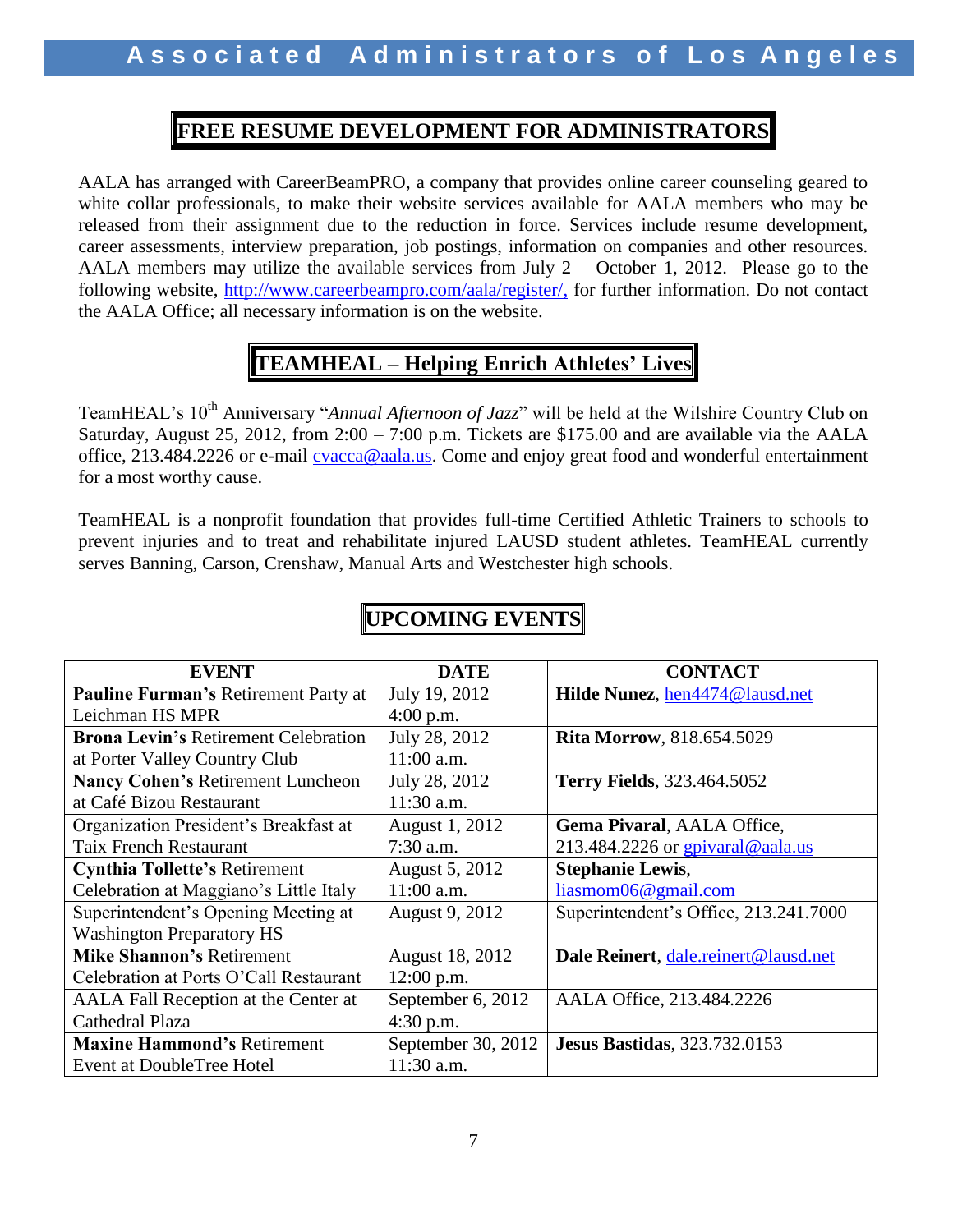## FREE RESUME DEVELOPMENT FOR ADMINISTRATORS

AALA has arranged with CareerBeamPRO, a company that provides online career counseling geared to white collar professionals, to make their website services available for AALA members who may be released from their assignment due to the reduction in force. Services include resume development, career assessments, interview preparation, job postings, information on companies and other resources. AALA members may utilize the available services from July 2 – October 1, 2012. Please go to the following website, http://www.careerbeampro.com/aala/register/, for further information. Do not contact the AALA Office; all necessary information is on the website.

## TEAMHEAL – Helping Enrich Athletes' Lives

TeamHEAL's 10th Anniversary "*Annual Afternoon of Jazz*" will be held at the Wilshire Country Club on Saturday, August 25, 2012, from 2:00 – 7:00 p.m. Tickets are $175.00 and are available via the AALA office, 213.484.2226 or e-mail cvacca@aala.us. Come and enjoy great food and wonderful entertainment for a most worthy cause.

TeamHEAL is a nonprofit foundation that provides full-time Certified Athletic Trainers to schools to prevent injuries and to treat and rehabilitate injured LAUSD student athletes. TeamHEAL currently serves Banning, Carson, Crenshaw, Manual Arts and Westchester high schools.

## UPCOMING EVENTS

| EVENT | DATE | CONTACT |
|---|---|---|
| **Pauline Furman's** Retirement Party at Leichman HS MPR | July 19, 2012 4:00 p.m. | **Hilde Nunez**, hen4474@lausd.net |
| **Brona Levin's** Retirement Celebration at Porter Valley Country Club | July 28, 2012 11:00 a.m. | **Rita Morrow**, 818.654.5029 |
| **Nancy Cohen's** Retirement Luncheon at Café Bizou Restaurant | July 28, 2012 11:30 a.m. | **Terry Fields**, 323.464.5052 |
| Organization President's Breakfast at Taix French Restaurant | August 1, 2012 7:30 a.m. | **Gema Pivaral**, AALA Office, 213.484.2226 or gpivaral@aala.us |
| **Cynthia Tollette's** Retirement Celebration at Maggiano's Little Italy | August 5, 2012 11:00 a.m. | **Stephanie Lewis**, liasmom06@gmail.com |
| Superintendent's Opening Meeting at Washington Preparatory HS | August 9, 2012 | Superintendent's Office, 213.241.7000 |
| **Mike Shannon's** Retirement Celebration at Ports O'Call Restaurant | August 18, 2012 12:00 p.m. | **Dale Reinert**, dale.reinert@lausd.net |
| AALA Fall Reception at the Center at Cathedral Plaza | September 6, 2012 4:30 p.m. | AALA Office, 213.484.2226 |
| **Maxine Hammond's** Retirement Event at DoubleTree Hotel | September 30, 2012 11:30 a.m. | **Jesus Bastidas**, 323.732.0153 |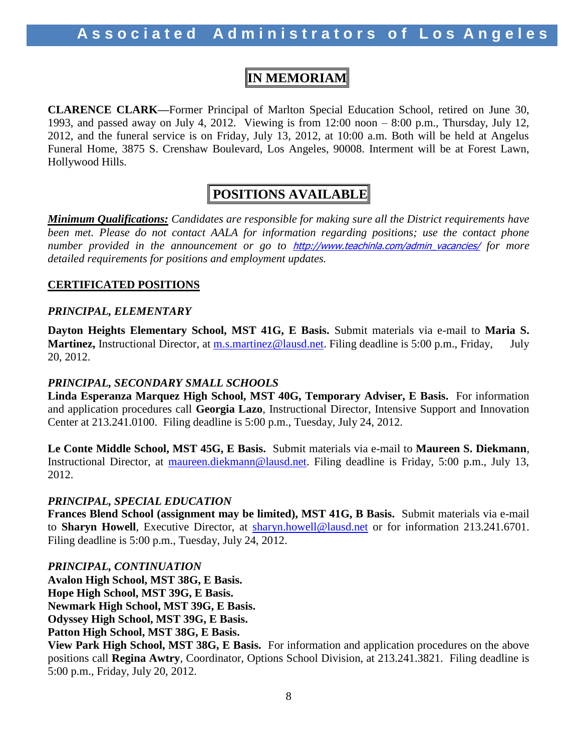## IN MEMORIAM

**CLARENCE CLARK—**Former Principal of Marlton Special Education School, retired on June 30, 1993, and passed away on July 4, 2012. Viewing is from 12:00 noon – 8:00 p.m., Thursday, July 12, 2012, and the funeral service is on Friday, July 13, 2012, at 10:00 a.m. Both will be held at Angelus Funeral Home, 3875 S. Crenshaw Boulevard, Los Angeles, 90008. Interment will be at Forest Lawn, Hollywood Hills.

## POSITIONS AVAILABLE

***Minimum Qualifications:*** *Candidates are responsible for making sure all the District requirements have been met. Please do not contact AALA for information regarding positions; use the contact phone number provided in the announcement or go to http://www.teachinla.com/admin_vacancies/ for more detailed requirements for positions and employment updates.*

### CERTIFICATED POSITIONS

#### *PRINCIPAL, ELEMENTARY*

**Dayton Heights Elementary School, MST 41G, E Basis.** Submit materials via e-mail to **Maria S. Martinez,** Instructional Director, at m.s.martinez@lausd.net. Filing deadline is 5:00 p.m., Friday, July 20, 2012.

#### *PRINCIPAL, SECONDARY SMALL SCHOOLS*

**Linda Esperanza Marquez High School, MST 40G, Temporary Adviser, E Basis.** For information and application procedures call **Georgia Lazo**, Instructional Director, Intensive Support and Innovation Center at 213.241.0100. Filing deadline is 5:00 p.m., Tuesday, July 24, 2012.

**Le Conte Middle School, MST 45G, E Basis.** Submit materials via e-mail to **Maureen S. Diekmann**, Instructional Director, at maureen.diekmann@lausd.net. Filing deadline is Friday, 5:00 p.m., July 13, 2012.

#### *PRINCIPAL, SPECIAL EDUCATION*

**Frances Blend School (assignment may be limited), MST 41G, B Basis.** Submit materials via e-mail to **Sharyn Howell**, Executive Director, at sharyn.howell@lausd.net or for information 213.241.6701. Filing deadline is 5:00 p.m., Tuesday, July 24, 2012.

#### *PRINCIPAL, CONTINUATION*

**Avalon High School, MST 38G, E Basis.**
**Hope High School, MST 39G, E Basis.**
**Newmark High School, MST 39G, E Basis.**
**Odyssey High School, MST 39G, E Basis.**
**Patton High School, MST 38G, E Basis.**
**View Park High School, MST 38G, E Basis.** For information and application procedures on the above positions call **Regina Awtry**, Coordinator, Options School Division, at 213.241.3821. Filing deadline is 5:00 p.m., Friday, July 20, 2012.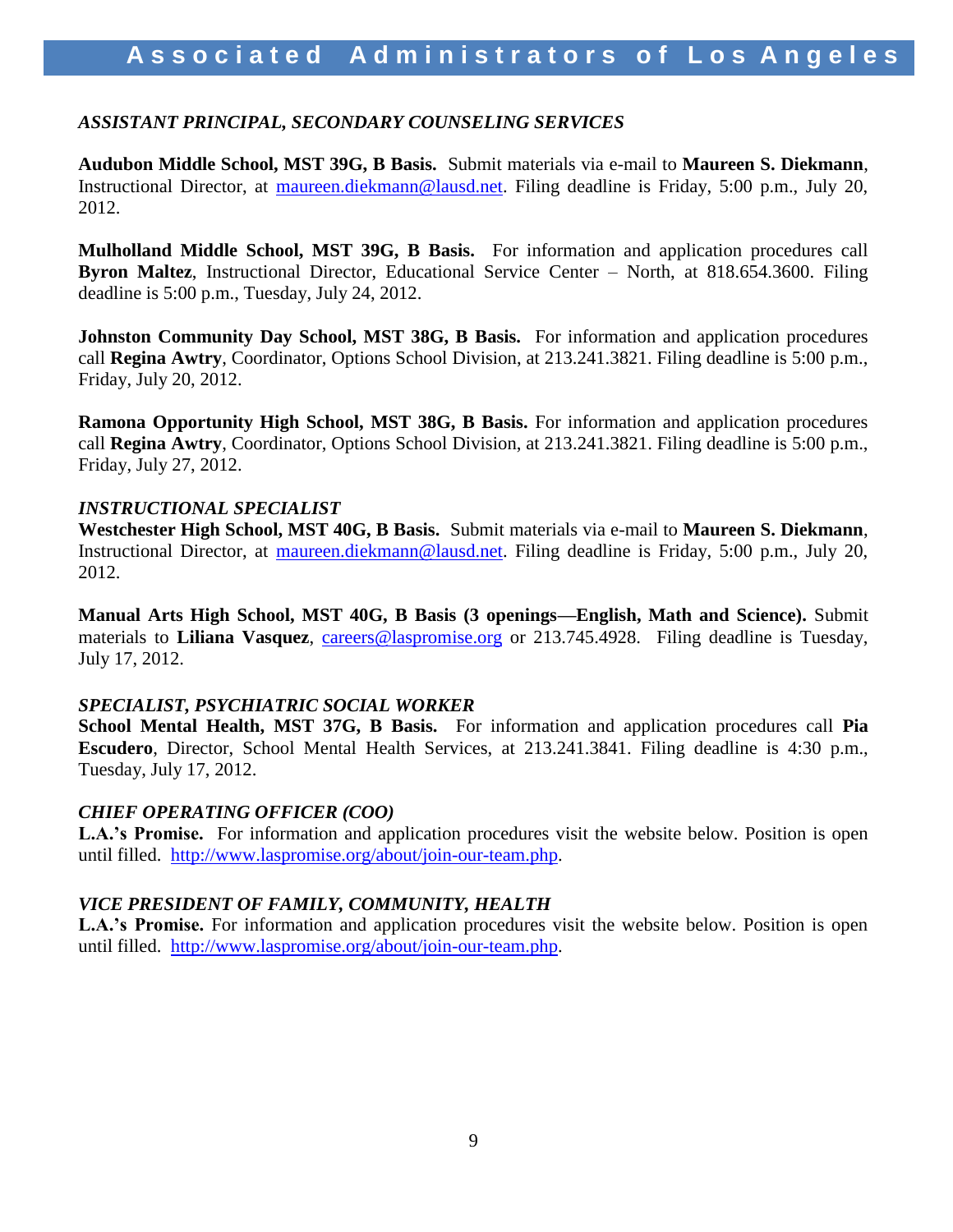### *ASSISTANT PRINCIPAL, SECONDARY COUNSELING SERVICES*

**Audubon Middle School, MST 39G, B Basis.** Submit materials via e-mail to **Maureen S. Diekmann**, Instructional Director, at maureen.diekmann@lausd.net. Filing deadline is Friday, 5:00 p.m., July 20, 2012.

**Mulholland Middle School, MST 39G, B Basis.** For information and application procedures call **Byron Maltez**, Instructional Director, Educational Service Center – North, at 818.654.3600. Filing deadline is 5:00 p.m., Tuesday, July 24, 2012.

**Johnston Community Day School, MST 38G, B Basis.** For information and application procedures call **Regina Awtry**, Coordinator, Options School Division, at 213.241.3821. Filing deadline is 5:00 p.m., Friday, July 20, 2012.

**Ramona Opportunity High School, MST 38G, B Basis.** For information and application procedures call **Regina Awtry**, Coordinator, Options School Division, at 213.241.3821. Filing deadline is 5:00 p.m., Friday, July 27, 2012.

### *INSTRUCTIONAL SPECIALIST*

**Westchester High School, MST 40G, B Basis.** Submit materials via e-mail to **Maureen S. Diekmann**, Instructional Director, at maureen.diekmann@lausd.net. Filing deadline is Friday, 5:00 p.m., July 20, 2012.

**Manual Arts High School, MST 40G, B Basis (3 openings—English, Math and Science).** Submit materials to **Liliana Vasquez**, careers@laspromise.org or 213.745.4928. Filing deadline is Tuesday, July 17, 2012.

### *SPECIALIST, PSYCHIATRIC SOCIAL WORKER*

**School Mental Health, MST 37G, B Basis.** For information and application procedures call **Pia Escudero**, Director, School Mental Health Services, at 213.241.3841. Filing deadline is 4:30 p.m., Tuesday, July 17, 2012.

### *CHIEF OPERATING OFFICER (COO)*

**L.A.'s Promise.** For information and application procedures visit the website below. Position is open until filled. http://www.laspromise.org/about/join-our-team.php.

### *VICE PRESIDENT OF FAMILY, COMMUNITY, HEALTH*

**L.A.'s Promise.** For information and application procedures visit the website below. Position is open until filled. http://www.laspromise.org/about/join-our-team.php.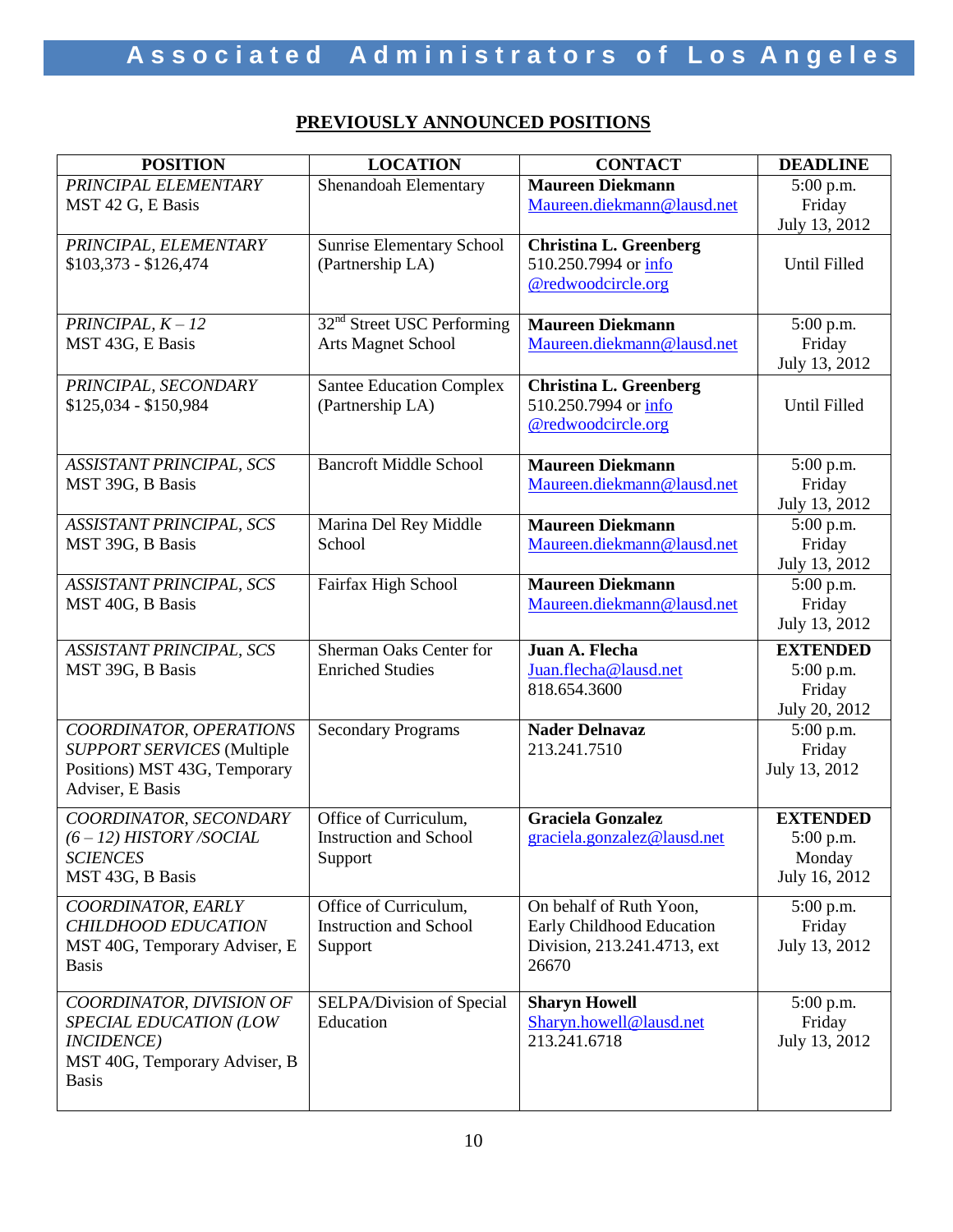## PREVIOUSLY ANNOUNCED POSITIONS

| POSITION | LOCATION | CONTACT | DEADLINE |
|---|---|---|---|
| *PRINCIPAL ELEMENTARY* MST 42 G, E Basis | Shenandoah Elementary | **Maureen Diekmann** Maureen.diekmann@lausd.net | 5:00 p.m. Friday July 13, 2012 |
| *PRINCIPAL, ELEMENTARY* $103,373 - $126,474 | Sunrise Elementary School (Partnership LA) | **Christina L. Greenberg** 510.250.7994 or info @redwoodcircle.org | Until Filled |
| *PRINCIPAL, K – 12* MST 43G, E Basis | 32nd Street USC Performing Arts Magnet School | **Maureen Diekmann** Maureen.diekmann@lausd.net | 5:00 p.m. Friday July 13, 2012 |
| *PRINCIPAL, SECONDARY* $125,034 - $150,984 | Santee Education Complex (Partnership LA) | **Christina L. Greenberg** 510.250.7994 or info @redwoodcircle.org | Until Filled |
| *ASSISTANT PRINCIPAL, SCS* MST 39G, B Basis | Bancroft Middle School | **Maureen Diekmann** Maureen.diekmann@lausd.net | 5:00 p.m. Friday July 13, 2012 |
| *ASSISTANT PRINCIPAL, SCS* MST 39G, B Basis | Marina Del Rey Middle School | **Maureen Diekmann** Maureen.diekmann@lausd.net | 5:00 p.m. Friday July 13, 2012 |
| *ASSISTANT PRINCIPAL, SCS* MST 40G, B Basis | Fairfax High School | **Maureen Diekmann** Maureen.diekmann@lausd.net | 5:00 p.m. Friday July 13, 2012 |
| *ASSISTANT PRINCIPAL, SCS* MST 39G, B Basis | Sherman Oaks Center for Enriched Studies | **Juan A. Flecha** Juan.flecha@lausd.net 818.654.3600 | **EXTENDED** 5:00 p.m. Friday July 20, 2012 |
| *COORDINATOR, OPERATIONS SUPPORT SERVICES* (Multiple Positions) MST 43G, Temporary Adviser, E Basis | Secondary Programs | **Nader Delnavaz** 213.241.7510 | 5:00 p.m. Friday July 13, 2012 |
| *COORDINATOR, SECONDARY (6 – 12) HISTORY /SOCIAL SCIENCES* MST 43G, B Basis | Office of Curriculum, Instruction and School Support | **Graciela Gonzalez** graciela.gonzalez@lausd.net | **EXTENDED** 5:00 p.m. Monday July 16, 2012 |
| *COORDINATOR, EARLY CHILDHOOD EDUCATION* MST 40G, Temporary Adviser, E Basis | Office of Curriculum, Instruction and School Support | On behalf of Ruth Yoon, Early Childhood Education Division, 213.241.4713, ext 26670 | 5:00 p.m. Friday July 13, 2012 |
| *COORDINATOR, DIVISION OF SPECIAL EDUCATION (LOW INCIDENCE)* MST 40G, Temporary Adviser, B Basis | SELPA/Division of Special Education | **Sharyn Howell** Sharyn.howell@lausd.net 213.241.6718 | 5:00 p.m. Friday July 13, 2012 |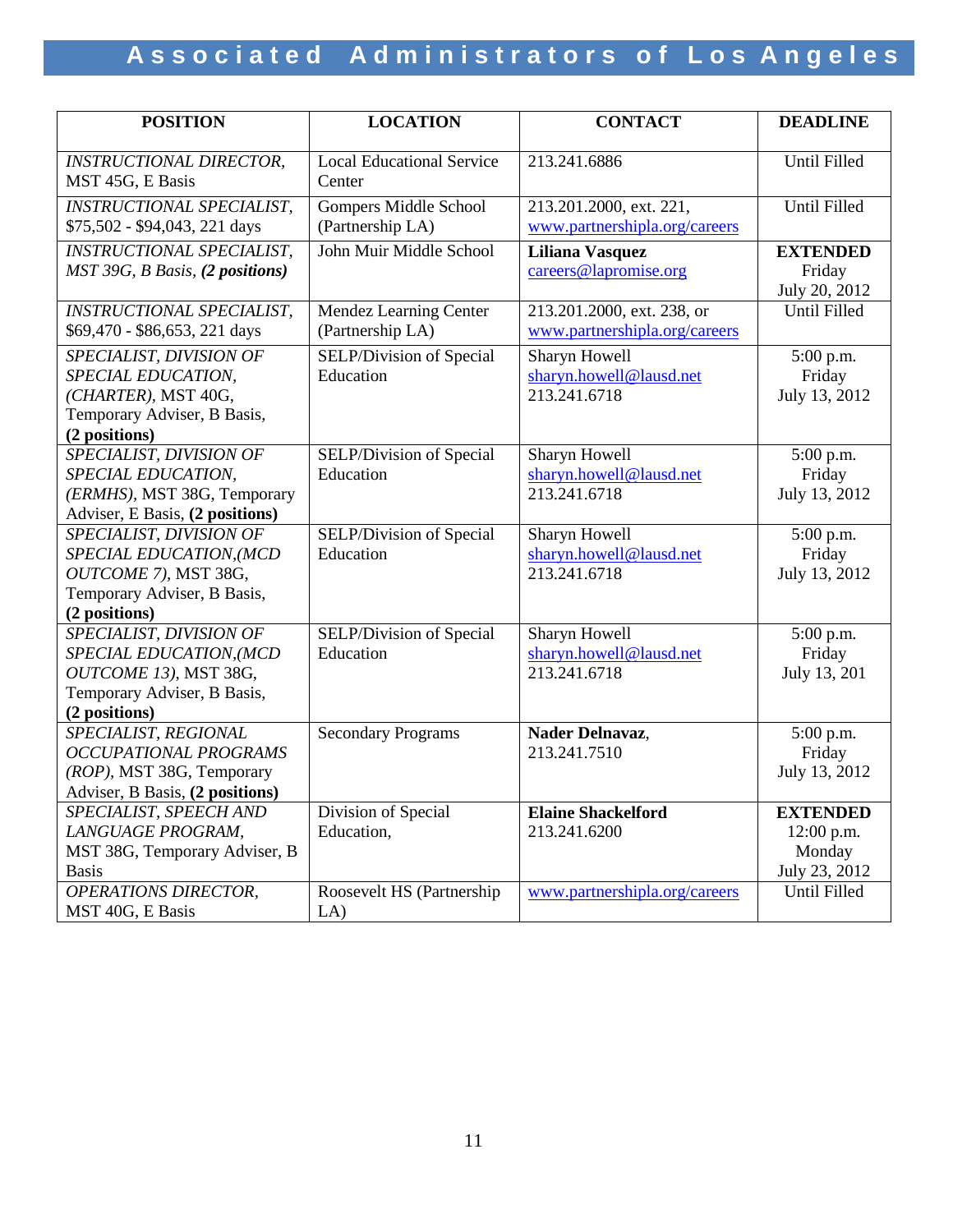| POSITION | LOCATION | CONTACT | DEADLINE |
|---|---|---|---|
| *INSTRUCTIONAL DIRECTOR*, MST 45G, E Basis | Local Educational Service Center | 213.241.6886 | Until Filled |
| *INSTRUCTIONAL SPECIALIST*, $75,502 - $94,043, 221 days | Gompers Middle School (Partnership LA) | 213.201.2000, ext. 221, www.partnershipla.org/careers | Until Filled |
| *INSTRUCTIONAL SPECIALIST, MST 39G, B Basis*, ***(2 positions)*** | John Muir Middle School | **Liliana Vasquez** careers@lapromise.org | **EXTENDED** Friday July 20, 2012 |
| *INSTRUCTIONAL SPECIALIST*, $69,470 - $86,653, 221 days | Mendez Learning Center (Partnership LA) | 213.201.2000, ext. 238, or www.partnershipla.org/careers | Until Filled |
| *SPECIALIST, DIVISION OF SPECIAL EDUCATION, (CHARTER)*, MST 40G, Temporary Adviser, B Basis, **(2 positions)** | SELP/Division of Special Education | Sharyn Howell sharyn.howell@lausd.net 213.241.6718 | 5:00 p.m. Friday July 13, 2012 |
| *SPECIALIST, DIVISION OF SPECIAL EDUCATION, (ERMHS)*, MST 38G, Temporary Adviser, E Basis, **(2 positions)** | SELP/Division of Special Education | Sharyn Howell sharyn.howell@lausd.net 213.241.6718 | 5:00 p.m. Friday July 13, 2012 |
| *SPECIALIST, DIVISION OF SPECIAL EDUCATION,(MCD OUTCOME 7)*, MST 38G, Temporary Adviser, B Basis, **(2 positions)** | SELP/Division of Special Education | Sharyn Howell sharyn.howell@lausd.net 213.241.6718 | 5:00 p.m. Friday July 13, 2012 |
| *SPECIALIST, DIVISION OF SPECIAL EDUCATION,(MCD OUTCOME 13)*, MST 38G, Temporary Adviser, B Basis, **(2 positions)** | SELP/Division of Special Education | Sharyn Howell sharyn.howell@lausd.net 213.241.6718 | 5:00 p.m. Friday July 13, 201 |
| *SPECIALIST, REGIONAL OCCUPATIONAL PROGRAMS (ROP)*, MST 38G, Temporary Adviser, B Basis, **(2 positions)** | Secondary Programs | **Nader Delnavaz**, 213.241.7510 | 5:00 p.m. Friday July 13, 2012 |
| *SPECIALIST, SPEECH AND LANGUAGE PROGRAM*, MST 38G, Temporary Adviser, B Basis | Division of Special Education, | **Elaine Shackelford** 213.241.6200 | **EXTENDED** 12:00 p.m. Monday July 23, 2012 |
| *OPERATIONS DIRECTOR*, MST 40G, E Basis | Roosevelt HS (Partnership LA) | www.partnershipla.org/careers | Until Filled |